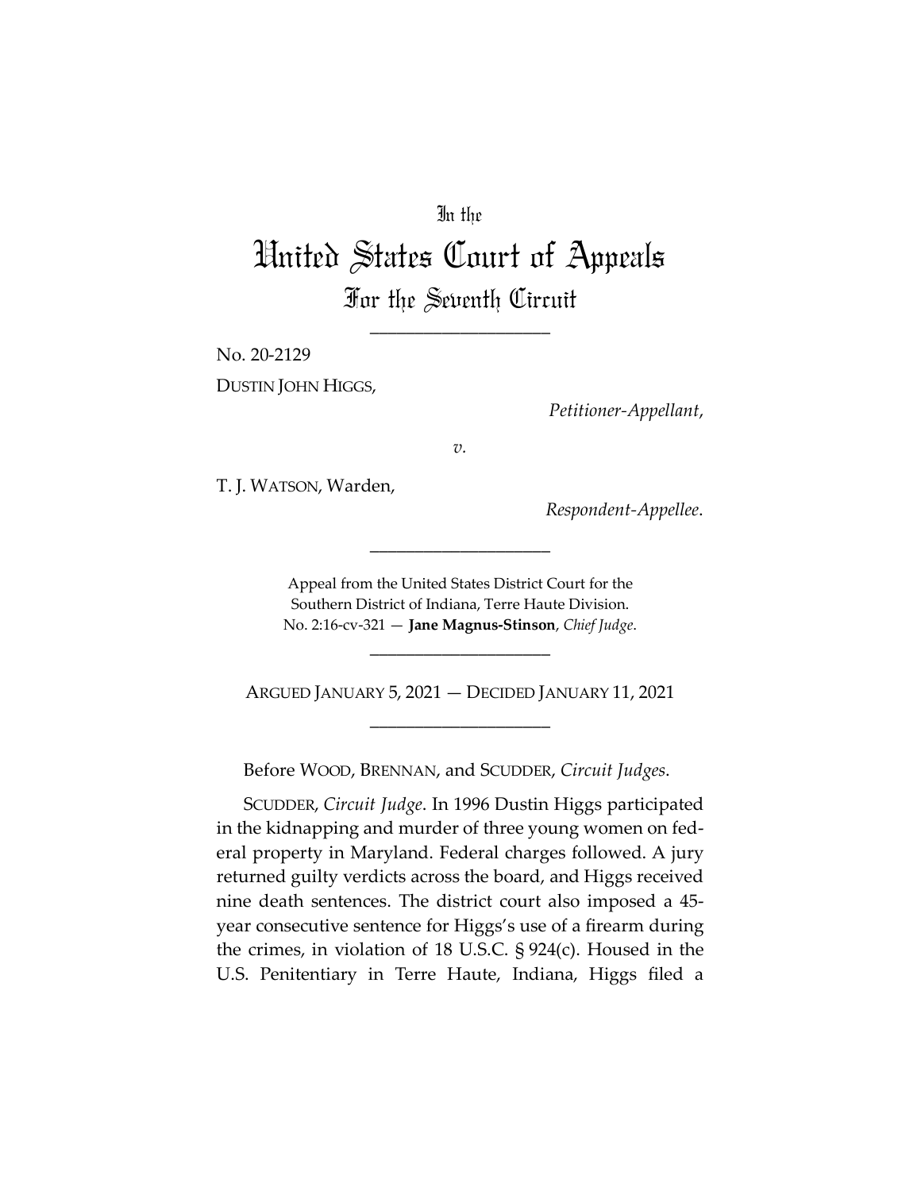In the

# United States Court of Appeals
## For the Seventh Circuit

____________________

No. 20-2129

DUSTIN JOHN HIGGS,

*Petitioner-Appellant*,

*v.*

T. J. WATSON, Warden,

*Respondent-Appellee*.

____________________

Appeal from the United States District Court for the Southern District of Indiana, Terre Haute Division.
No. 2:16-cv-321 — **Jane Magnus-Stinson**, *Chief Judge*.

____________________

ARGUED JANUARY 5, 2021 — DECIDED JANUARY 11, 2021

____________________

Before WOOD, BRENNAN, and SCUDDER, *Circuit Judges*.

SCUDDER, *Circuit Judge*. In 1996 Dustin Higgs participated in the kidnapping and murder of three young women on federal property in Maryland. Federal charges followed. A jury returned guilty verdicts across the board, and Higgs received nine death sentences. The district court also imposed a 45-year consecutive sentence for Higgs's use of a firearm during the crimes, in violation of 18 U.S.C. § 924(c). Housed in the U.S. Penitentiary in Terre Haute, Indiana, Higgs filed a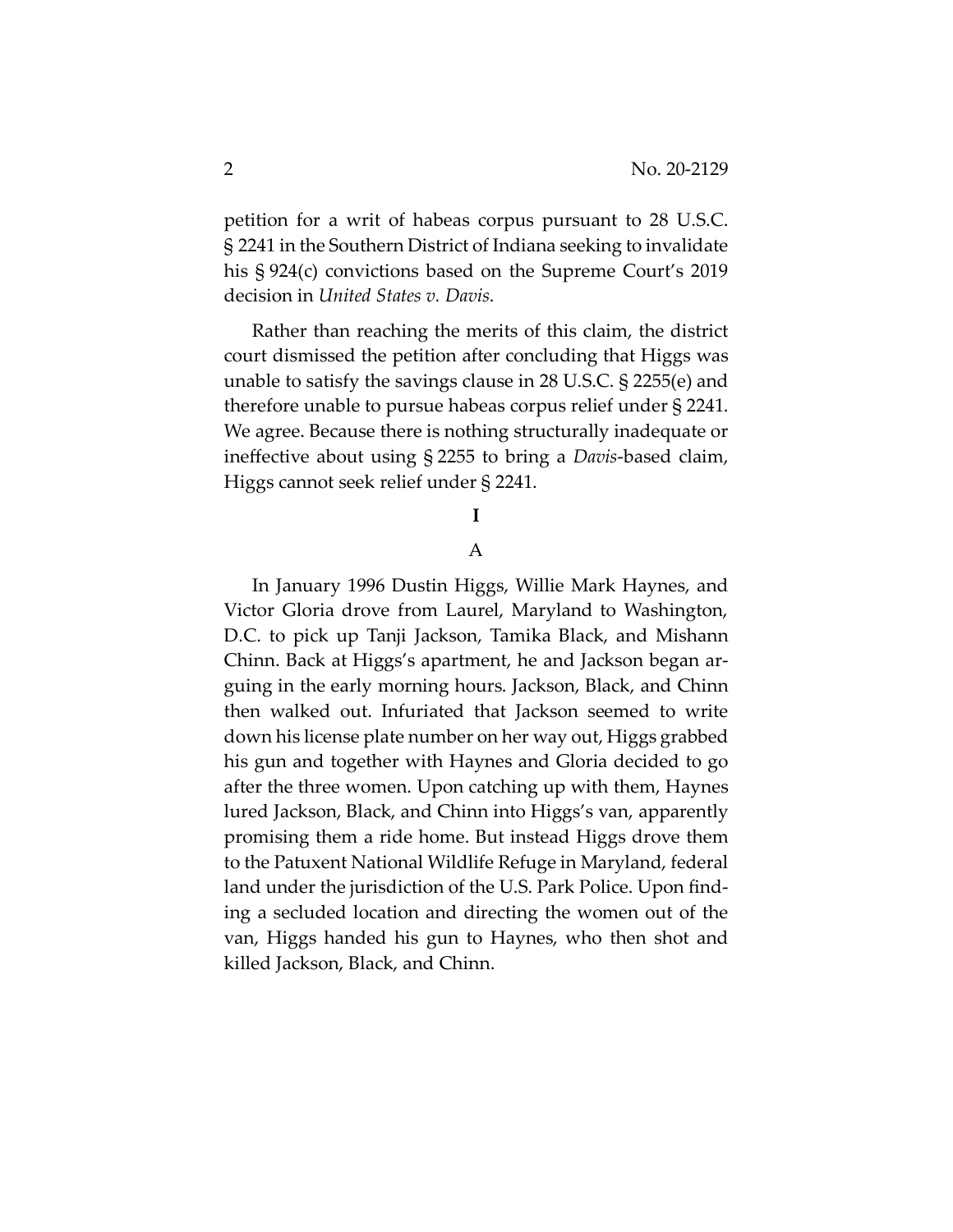petition for a writ of habeas corpus pursuant to 28 U.S.C. § 2241 in the Southern District of Indiana seeking to invalidate his § 924(c) convictions based on the Supreme Court's 2019 decision in *United States v. Davis*.

Rather than reaching the merits of this claim, the district court dismissed the petition after concluding that Higgs was unable to satisfy the savings clause in 28 U.S.C. § 2255(e) and therefore unable to pursue habeas corpus relief under § 2241. We agree. Because there is nothing structurally inadequate or ineffective about using § 2255 to bring a *Davis*-based claim, Higgs cannot seek relief under § 2241.

**I**

A

In January 1996 Dustin Higgs, Willie Mark Haynes, and Victor Gloria drove from Laurel, Maryland to Washington, D.C. to pick up Tanji Jackson, Tamika Black, and Mishann Chinn. Back at Higgs's apartment, he and Jackson began arguing in the early morning hours. Jackson, Black, and Chinn then walked out. Infuriated that Jackson seemed to write down his license plate number on her way out, Higgs grabbed his gun and together with Haynes and Gloria decided to go after the three women. Upon catching up with them, Haynes lured Jackson, Black, and Chinn into Higgs's van, apparently promising them a ride home. But instead Higgs drove them to the Patuxent National Wildlife Refuge in Maryland, federal land under the jurisdiction of the U.S. Park Police. Upon finding a secluded location and directing the women out of the van, Higgs handed his gun to Haynes, who then shot and killed Jackson, Black, and Chinn.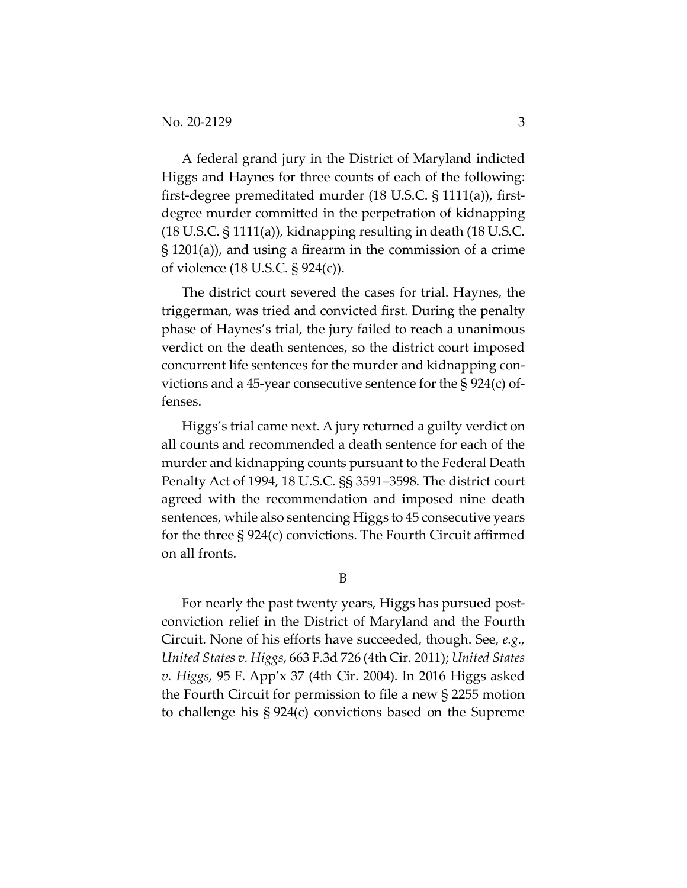A federal grand jury in the District of Maryland indicted Higgs and Haynes for three counts of each of the following: first-degree premeditated murder (18 U.S.C. § 1111(a)), first-degree murder committed in the perpetration of kidnapping (18 U.S.C. § 1111(a)), kidnapping resulting in death (18 U.S.C. § 1201(a)), and using a firearm in the commission of a crime of violence (18 U.S.C. § 924(c)).

The district court severed the cases for trial. Haynes, the triggerman, was tried and convicted first. During the penalty phase of Haynes's trial, the jury failed to reach a unanimous verdict on the death sentences, so the district court imposed concurrent life sentences for the murder and kidnapping convictions and a 45-year consecutive sentence for the § 924(c) offenses.

Higgs's trial came next. A jury returned a guilty verdict on all counts and recommended a death sentence for each of the murder and kidnapping counts pursuant to the Federal Death Penalty Act of 1994, 18 U.S.C. §§ 3591–3598. The district court agreed with the recommendation and imposed nine death sentences, while also sentencing Higgs to 45 consecutive years for the three § 924(c) convictions. The Fourth Circuit affirmed on all fronts.

## B

For nearly the past twenty years, Higgs has pursued post-conviction relief in the District of Maryland and the Fourth Circuit. None of his efforts have succeeded, though. See, *e.g.*, *United States v. Higgs*, 663 F.3d 726 (4th Cir. 2011); *United States v. Higgs*, 95 F. App'x 37 (4th Cir. 2004). In 2016 Higgs asked the Fourth Circuit for permission to file a new § 2255 motion to challenge his § 924(c) convictions based on the Supreme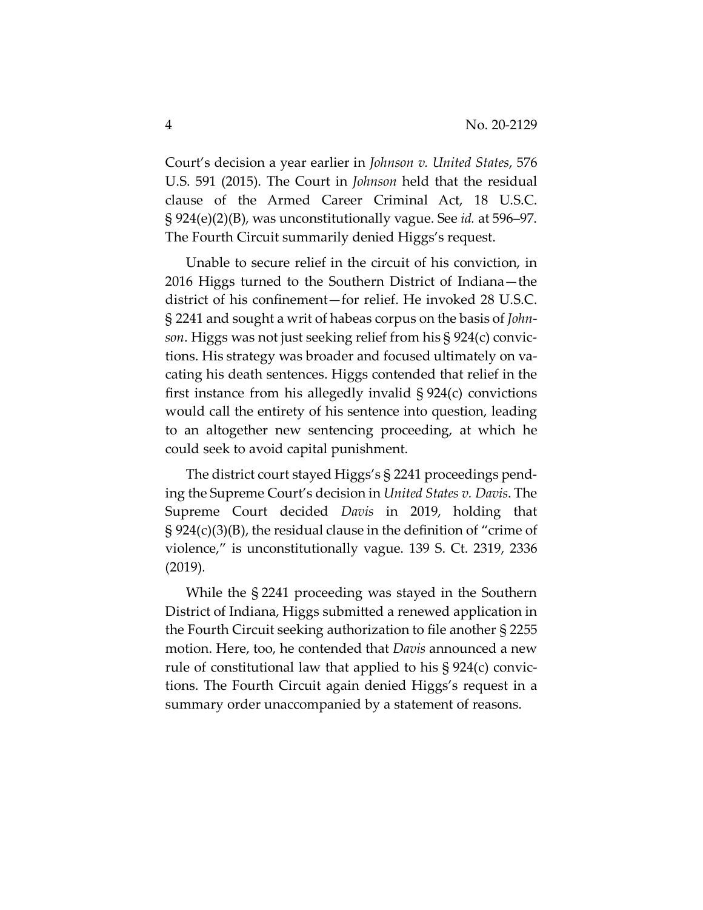Court's decision a year earlier in *Johnson v. United States*, 576 U.S. 591 (2015). The Court in *Johnson* held that the residual clause of the Armed Career Criminal Act, 18 U.S.C. § 924(e)(2)(B), was unconstitutionally vague. See *id.* at 596–97. The Fourth Circuit summarily denied Higgs's request.

Unable to secure relief in the circuit of his conviction, in 2016 Higgs turned to the Southern District of Indiana—the district of his confinement—for relief. He invoked 28 U.S.C. § 2241 and sought a writ of habeas corpus on the basis of *Johnson*. Higgs was not just seeking relief from his § 924(c) convictions. His strategy was broader and focused ultimately on vacating his death sentences. Higgs contended that relief in the first instance from his allegedly invalid § 924(c) convictions would call the entirety of his sentence into question, leading to an altogether new sentencing proceeding, at which he could seek to avoid capital punishment.

The district court stayed Higgs's § 2241 proceedings pending the Supreme Court's decision in *United States v. Davis*. The Supreme Court decided *Davis* in 2019, holding that § 924(c)(3)(B), the residual clause in the definition of "crime of violence," is unconstitutionally vague. 139 S. Ct. 2319, 2336 (2019).

While the § 2241 proceeding was stayed in the Southern District of Indiana, Higgs submitted a renewed application in the Fourth Circuit seeking authorization to file another § 2255 motion. Here, too, he contended that *Davis* announced a new rule of constitutional law that applied to his § 924(c) convictions. The Fourth Circuit again denied Higgs's request in a summary order unaccompanied by a statement of reasons.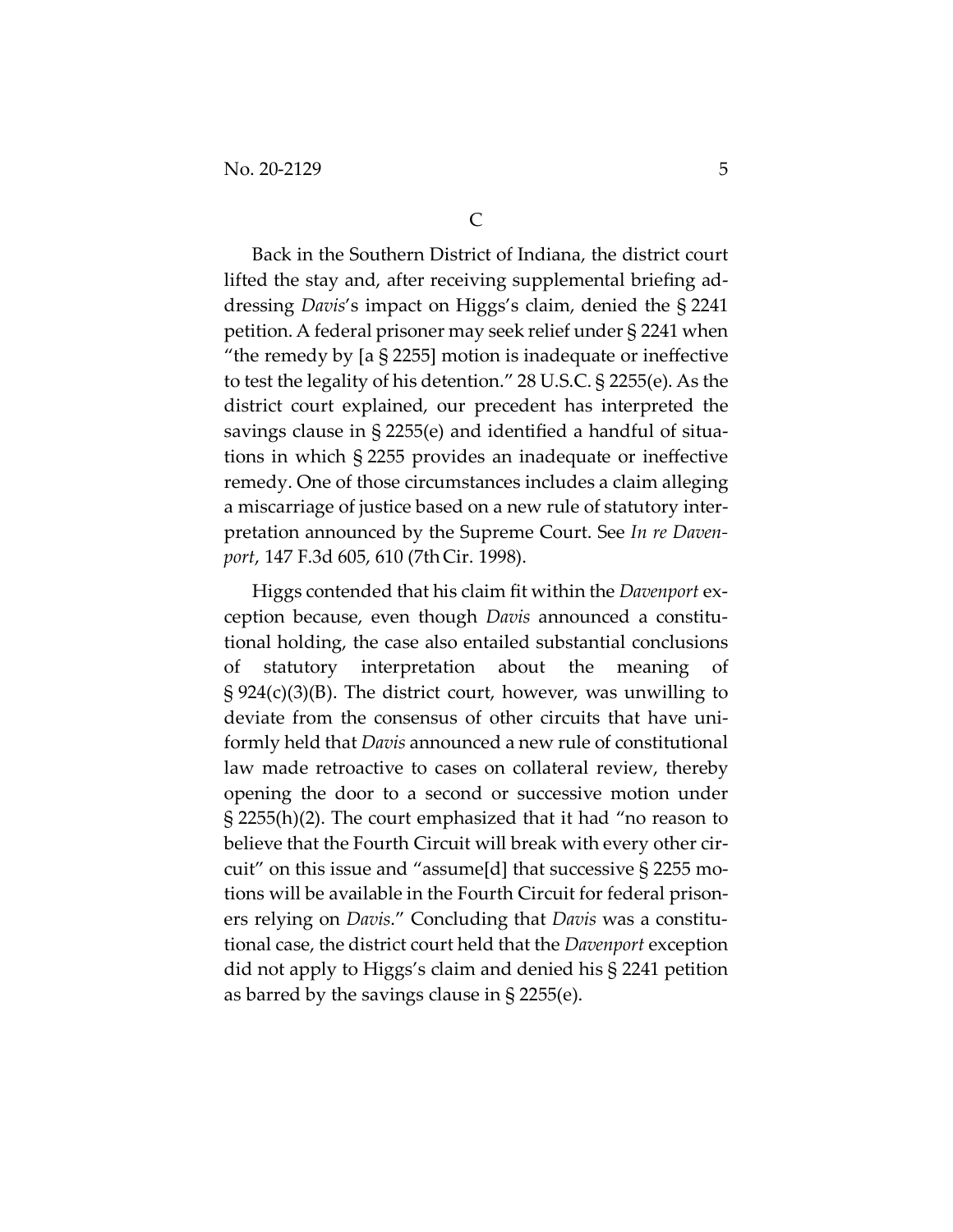### C

Back in the Southern District of Indiana, the district court lifted the stay and, after receiving supplemental briefing addressing *Davis*'s impact on Higgs's claim, denied the § 2241 petition. A federal prisoner may seek relief under § 2241 when "the remedy by [a § 2255] motion is inadequate or ineffective to test the legality of his detention." 28 U.S.C. § 2255(e). As the district court explained, our precedent has interpreted the savings clause in § 2255(e) and identified a handful of situations in which § 2255 provides an inadequate or ineffective remedy. One of those circumstances includes a claim alleging a miscarriage of justice based on a new rule of statutory interpretation announced by the Supreme Court. See *In re Davenport*, 147 F.3d 605, 610 (7th Cir. 1998).

Higgs contended that his claim fit within the *Davenport* exception because, even though *Davis* announced a constitutional holding, the case also entailed substantial conclusions of statutory interpretation about the meaning of § 924(c)(3)(B). The district court, however, was unwilling to deviate from the consensus of other circuits that have uniformly held that *Davis* announced a new rule of constitutional law made retroactive to cases on collateral review, thereby opening the door to a second or successive motion under § 2255(h)(2). The court emphasized that it had "no reason to believe that the Fourth Circuit will break with every other circuit" on this issue and "assume[d] that successive § 2255 motions will be available in the Fourth Circuit for federal prisoners relying on *Davis*." Concluding that *Davis* was a constitutional case, the district court held that the *Davenport* exception did not apply to Higgs's claim and denied his § 2241 petition as barred by the savings clause in § 2255(e).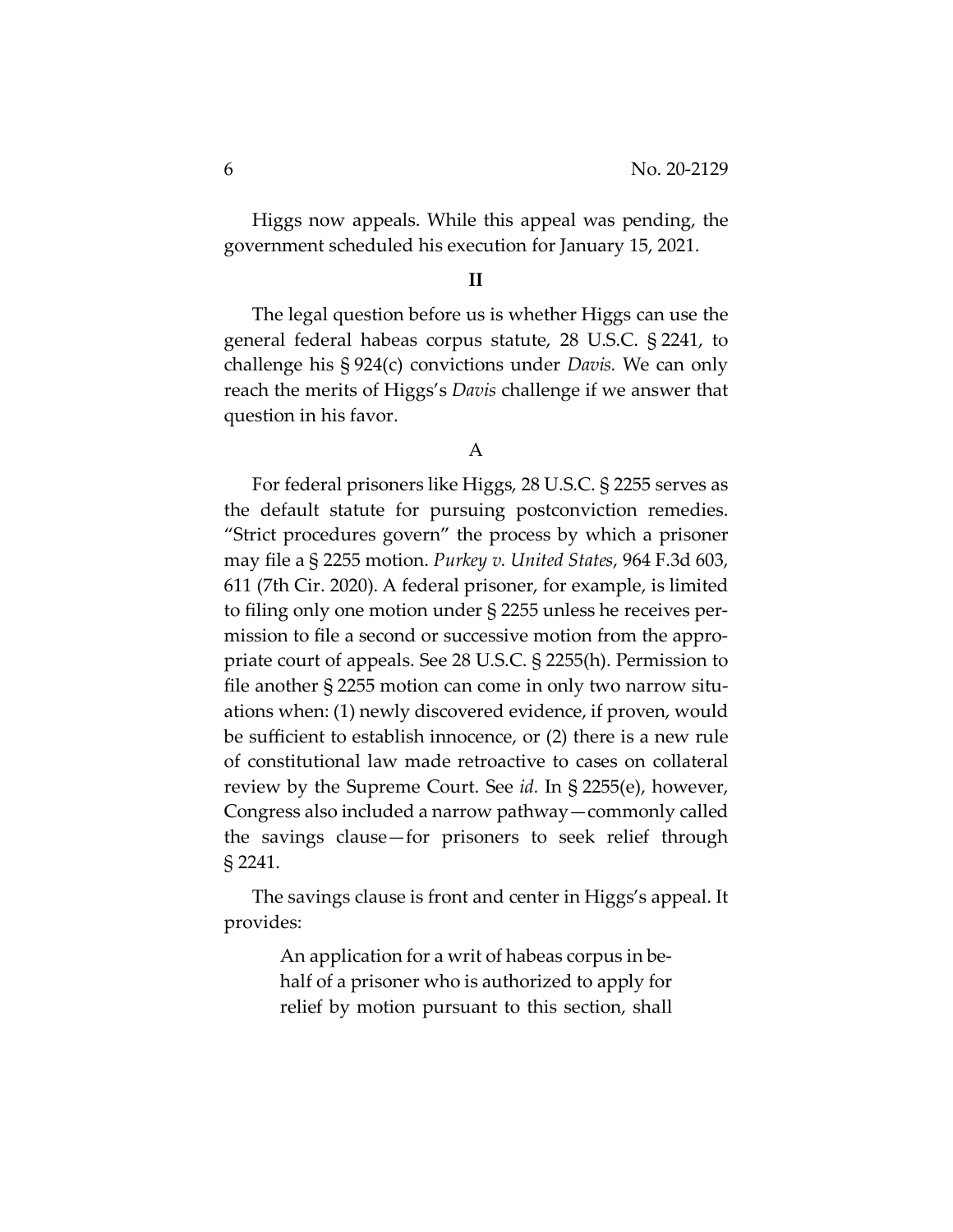Higgs now appeals. While this appeal was pending, the government scheduled his execution for January 15, 2021.

## II

The legal question before us is whether Higgs can use the general federal habeas corpus statute, 28 U.S.C. § 2241, to challenge his § 924(c) convictions under *Davis.* We can only reach the merits of Higgs's *Davis* challenge if we answer that question in his favor.

### A

For federal prisoners like Higgs, 28 U.S.C. § 2255 serves as the default statute for pursuing postconviction remedies. "Strict procedures govern" the process by which a prisoner may file a § 2255 motion. *Purkey v. United States*, 964 F.3d 603, 611 (7th Cir. 2020). A federal prisoner, for example, is limited to filing only one motion under § 2255 unless he receives permission to file a second or successive motion from the appropriate court of appeals. See 28 U.S.C. § 2255(h). Permission to file another § 2255 motion can come in only two narrow situations when: (1) newly discovered evidence, if proven, would be sufficient to establish innocence, or (2) there is a new rule of constitutional law made retroactive to cases on collateral review by the Supreme Court. See *id.* In § 2255(e), however, Congress also included a narrow pathway—commonly called the savings clause—for prisoners to seek relief through § 2241.

The savings clause is front and center in Higgs's appeal. It provides:

> An application for a writ of habeas corpus in behalf of a prisoner who is authorized to apply for relief by motion pursuant to this section, shall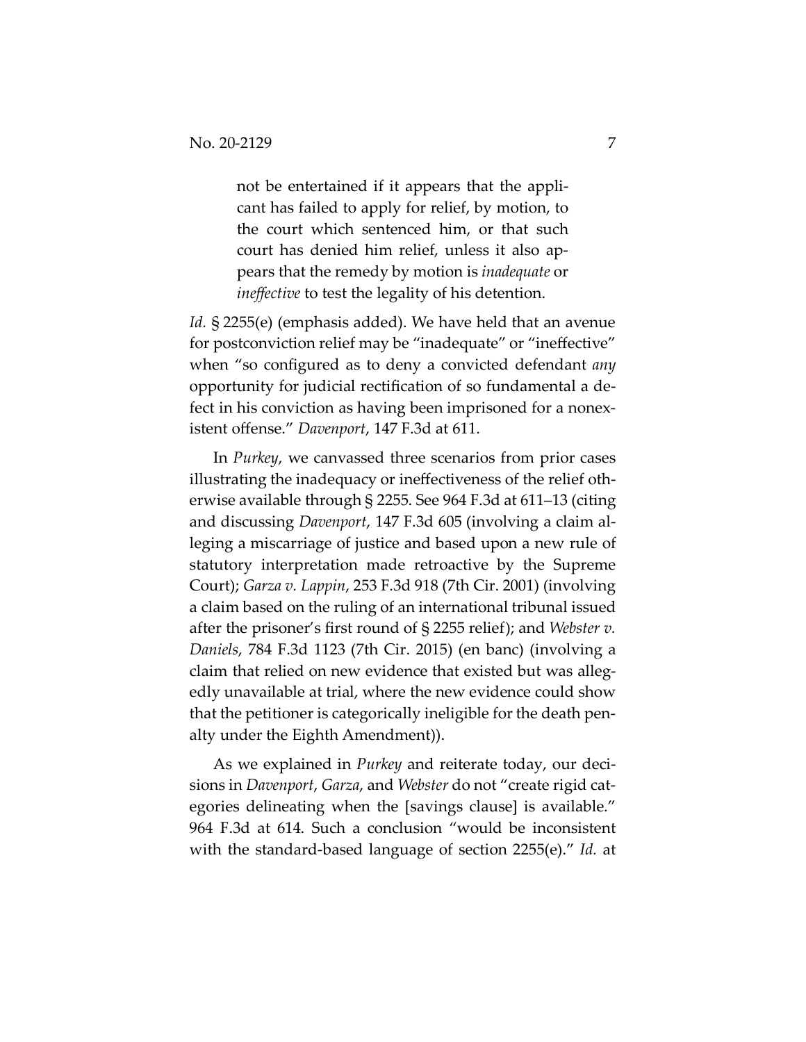> not be entertained if it appears that the applicant has failed to apply for relief, by motion, to the court which sentenced him, or that such court has denied him relief, unless it also appears that the remedy by motion is *inadequate* or *ineffective* to test the legality of his detention.

*Id.* § 2255(e) (emphasis added). We have held that an avenue for postconviction relief may be "inadequate" or "ineffective" when "so configured as to deny a convicted defendant *any* opportunity for judicial rectification of so fundamental a defect in his conviction as having been imprisoned for a nonexistent offense." *Davenport*, 147 F.3d at 611.

In *Purkey*, we canvassed three scenarios from prior cases illustrating the inadequacy or ineffectiveness of the relief otherwise available through § 2255. See 964 F.3d at 611–13 (citing and discussing *Davenport*, 147 F.3d 605 (involving a claim alleging a miscarriage of justice and based upon a new rule of statutory interpretation made retroactive by the Supreme Court); *Garza v. Lappin*, 253 F.3d 918 (7th Cir. 2001) (involving a claim based on the ruling of an international tribunal issued after the prisoner's first round of § 2255 relief); and *Webster v. Daniels*, 784 F.3d 1123 (7th Cir. 2015) (en banc) (involving a claim that relied on new evidence that existed but was allegedly unavailable at trial, where the new evidence could show that the petitioner is categorically ineligible for the death penalty under the Eighth Amendment)).

As we explained in *Purkey* and reiterate today, our decisions in *Davenport*, *Garza*, and *Webster* do not "create rigid categories delineating when the [savings clause] is available." 964 F.3d at 614. Such a conclusion "would be inconsistent with the standard-based language of section 2255(e)." *Id.* at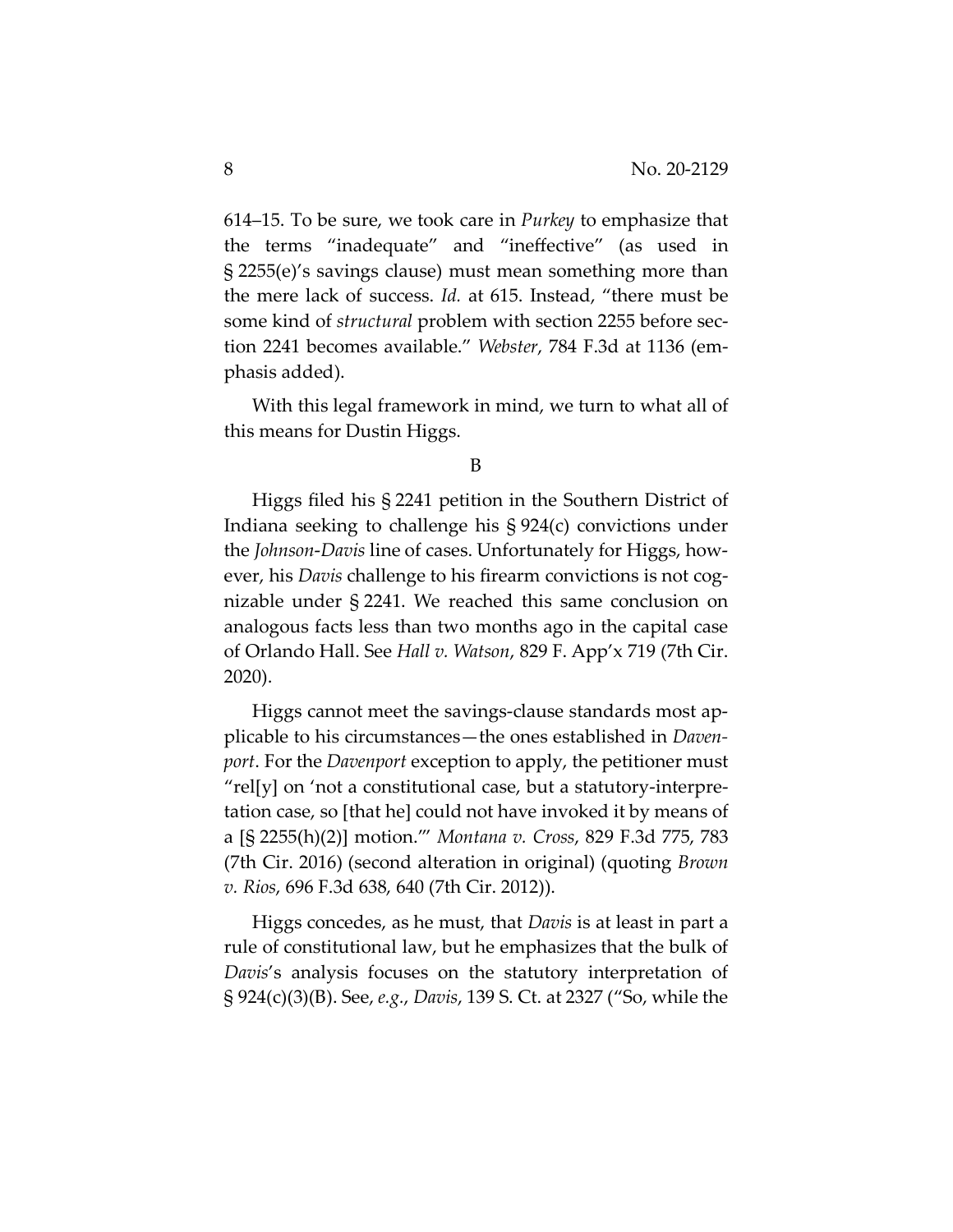614–15. To be sure, we took care in *Purkey* to emphasize that the terms "inadequate" and "ineffective" (as used in § 2255(e)'s savings clause) must mean something more than the mere lack of success. *Id.* at 615. Instead, "there must be some kind of *structural* problem with section 2255 before section 2241 becomes available." *Webster*, 784 F.3d at 1136 (emphasis added).

With this legal framework in mind, we turn to what all of this means for Dustin Higgs.

## B

Higgs filed his § 2241 petition in the Southern District of Indiana seeking to challenge his § 924(c) convictions under the *Johnson-Davis* line of cases. Unfortunately for Higgs, however, his *Davis* challenge to his firearm convictions is not cognizable under § 2241. We reached this same conclusion on analogous facts less than two months ago in the capital case of Orlando Hall. See *Hall v. Watson*, 829 F. App'x 719 (7th Cir. 2020).

Higgs cannot meet the savings-clause standards most applicable to his circumstances—the ones established in *Davenport*. For the *Davenport* exception to apply, the petitioner must "rel[y] on 'not a constitutional case, but a statutory-interpretation case, so [that he] could not have invoked it by means of a [§ 2255(h)(2)] motion.'" *Montana v. Cross*, 829 F.3d 775, 783 (7th Cir. 2016) (second alteration in original) (quoting *Brown v. Rios*, 696 F.3d 638, 640 (7th Cir. 2012)).

Higgs concedes, as he must, that *Davis* is at least in part a rule of constitutional law, but he emphasizes that the bulk of *Davis*'s analysis focuses on the statutory interpretation of § 924(c)(3)(B). See, *e.g.*, *Davis*, 139 S. Ct. at 2327 ("So, while the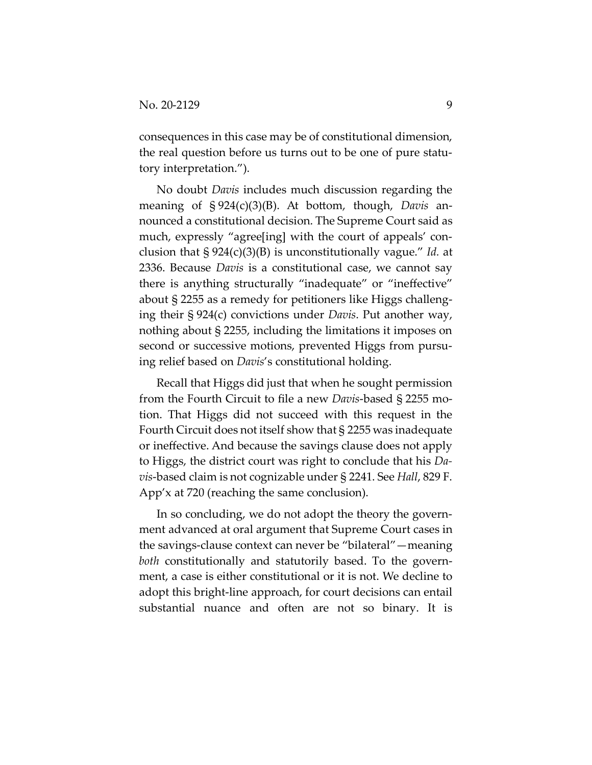consequences in this case may be of constitutional dimension, the real question before us turns out to be one of pure statutory interpretation.").

No doubt *Davis* includes much discussion regarding the meaning of § 924(c)(3)(B). At bottom, though, *Davis* announced a constitutional decision. The Supreme Court said as much, expressly "agree[ing] with the court of appeals' conclusion that § 924(c)(3)(B) is unconstitutionally vague." *Id.* at 2336. Because *Davis* is a constitutional case, we cannot say there is anything structurally "inadequate" or "ineffective" about § 2255 as a remedy for petitioners like Higgs challenging their § 924(c) convictions under *Davis*. Put another way, nothing about § 2255, including the limitations it imposes on second or successive motions, prevented Higgs from pursuing relief based on *Davis*'s constitutional holding.

Recall that Higgs did just that when he sought permission from the Fourth Circuit to file a new *Davis*-based § 2255 motion. That Higgs did not succeed with this request in the Fourth Circuit does not itself show that § 2255 was inadequate or ineffective. And because the savings clause does not apply to Higgs, the district court was right to conclude that his *Davis*-based claim is not cognizable under § 2241. See *Hall*, 829 F. App'x at 720 (reaching the same conclusion).

In so concluding, we do not adopt the theory the government advanced at oral argument that Supreme Court cases in the savings-clause context can never be "bilateral"—meaning *both* constitutionally and statutorily based. To the government, a case is either constitutional or it is not. We decline to adopt this bright-line approach, for court decisions can entail substantial nuance and often are not so binary. It is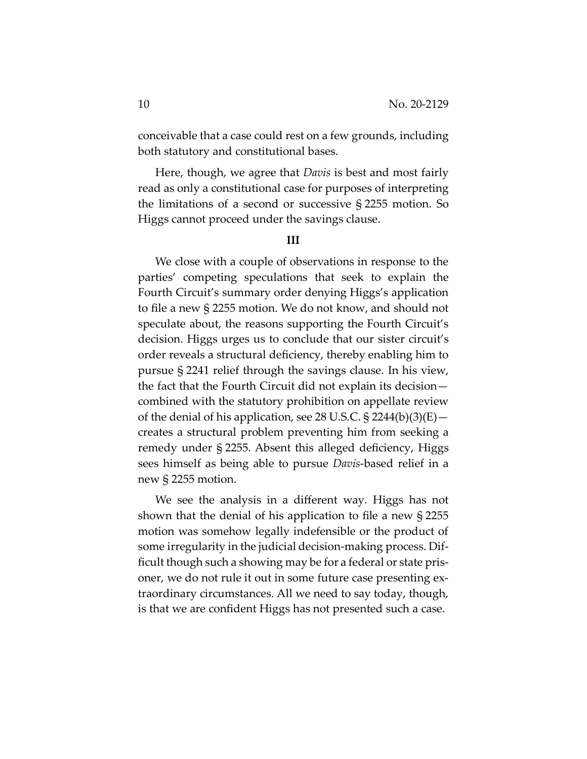conceivable that a case could rest on a few grounds, including both statutory and constitutional bases.

Here, though, we agree that *Davis* is best and most fairly read as only a constitutional case for purposes of interpreting the limitations of a second or successive § 2255 motion. So Higgs cannot proceed under the savings clause.

### III

We close with a couple of observations in response to the parties' competing speculations that seek to explain the Fourth Circuit's summary order denying Higgs's application to file a new § 2255 motion. We do not know, and should not speculate about, the reasons supporting the Fourth Circuit's decision. Higgs urges us to conclude that our sister circuit's order reveals a structural deficiency, thereby enabling him to pursue § 2241 relief through the savings clause. In his view, the fact that the Fourth Circuit did not explain its decision—combined with the statutory prohibition on appellate review of the denial of his application, see 28 U.S.C. § 2244(b)(3)(E)—creates a structural problem preventing him from seeking a remedy under § 2255. Absent this alleged deficiency, Higgs sees himself as being able to pursue *Davis*-based relief in a new § 2255 motion.

We see the analysis in a different way. Higgs has not shown that the denial of his application to file a new § 2255 motion was somehow legally indefensible or the product of some irregularity in the judicial decision-making process. Difficult though such a showing may be for a federal or state prisoner, we do not rule it out in some future case presenting extraordinary circumstances. All we need to say today, though, is that we are confident Higgs has not presented such a case.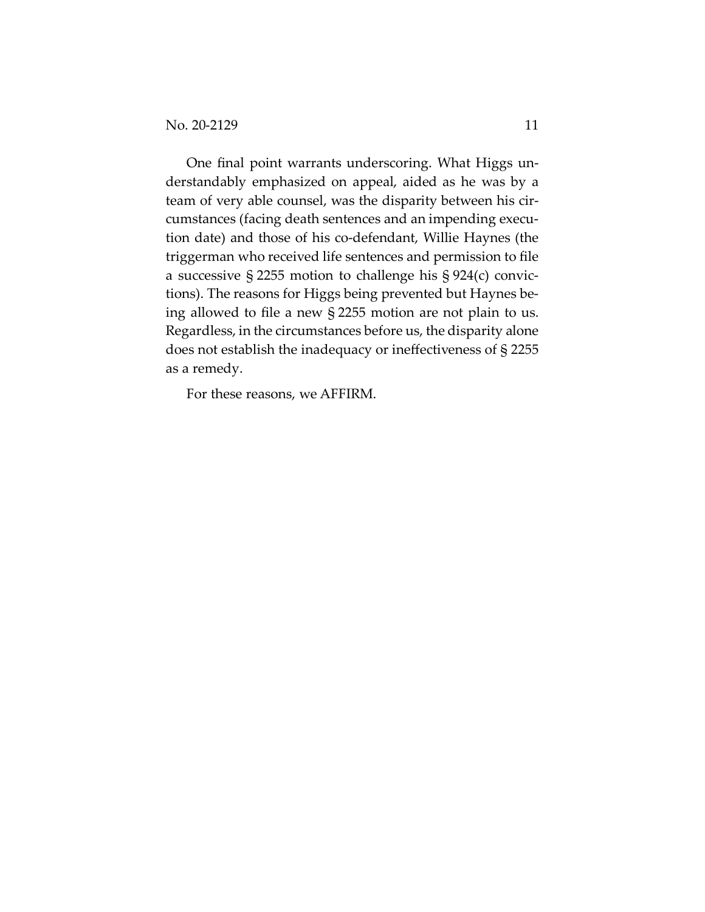One final point warrants underscoring. What Higgs understandably emphasized on appeal, aided as he was by a team of very able counsel, was the disparity between his circumstances (facing death sentences and an impending execution date) and those of his co-defendant, Willie Haynes (the triggerman who received life sentences and permission to file a successive § 2255 motion to challenge his § 924(c) convictions). The reasons for Higgs being prevented but Haynes being allowed to file a new § 2255 motion are not plain to us. Regardless, in the circumstances before us, the disparity alone does not establish the inadequacy or ineffectiveness of § 2255 as a remedy.

For these reasons, we AFFIRM.